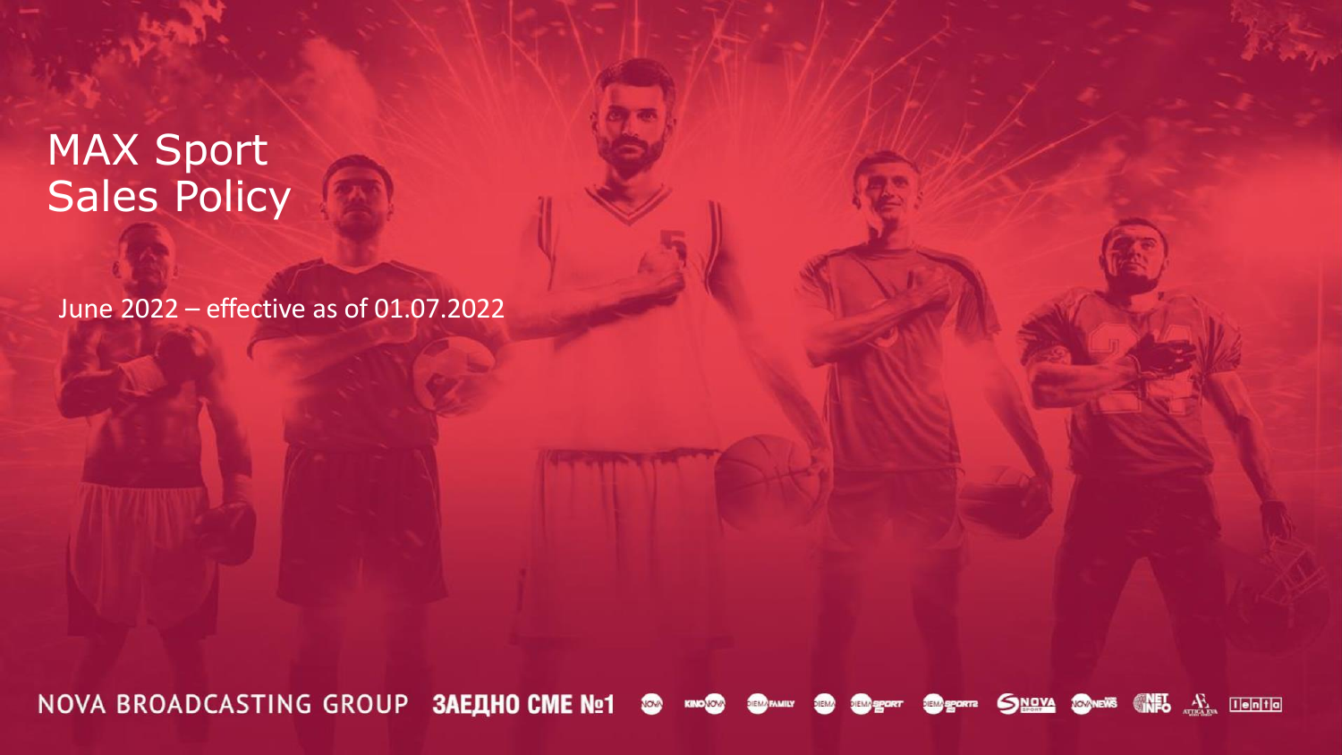# MAX Sport Sales Policy

June 2022 – effective as of 01.07.2022

NOVA BROADCASTING GROUP ЗАЕДНО СМЕ №1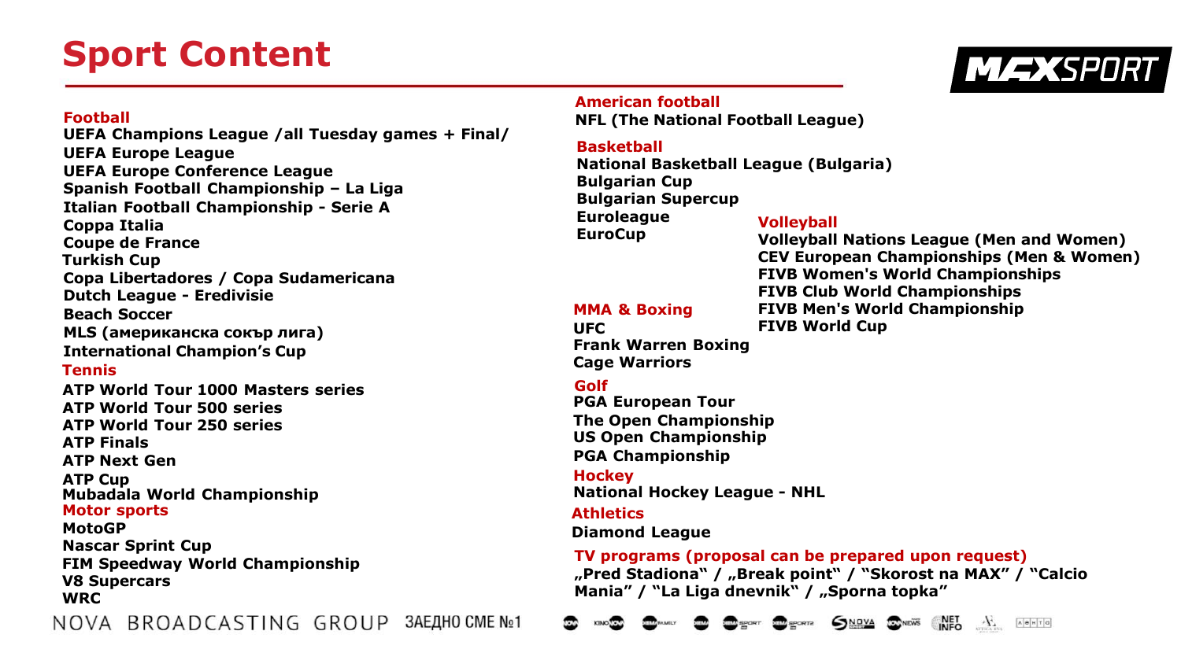# Sport Content

MAXSPORT

## Football

**UEFA Champions League /all Tuesday games + Final/**
**UEFA Europe League**
**UEFA Europe Conference League**
**Spanish Football Championship – La Liga**
**Italian Football Championship - Serie A**
**Coppa Italia**
**Coupe de France**
**Turkish Cup**
**Copa Libertadores / Copa Sudamericana**
**Dutch League - Eredivisie**
**Beach Soccer**
**MLS (американска сокър лига)**
**International Champion's Cup**

## Tennis

**ATP World Tour 1000 Masters series**
**ATP World Tour 500 series**
**ATP World Tour 250 series**
**ATP Finals**
**ATP Next Gen**
**ATP Cup**
**Mubadala World Championship**

## Motor sports

**MotoGP**
**Nascar Sprint Cup**
**FIM Speedway World Championship**
**V8 Supercars**
**WRC**

## American football

**NFL (The National Football League)**

## Basketball

**National Basketball League (Bulgaria)**
**Bulgarian Cup**
**Bulgarian Supercup**
**Euroleague**
**EuroCup**

## Volleyball

**Volleyball Nations League (Men and Women)**
**CEV European Championships (Men & Women)**
**FIVB Women's World Championships**
**FIVB Club World Championships**
**FIVB Men's World Championship**
**FIVB World Cup**

## MMA & Boxing

**UFC**
**Frank Warren Boxing**
**Cage Warriors**

## Golf

**PGA European Tour**
**The Open Championship**
**US Open Championship**
**PGA Championship**

## Hockey

**National Hockey League - NHL**

## Athletics

**Diamond League**

## TV programs (proposal can be prepared upon request)

**„Pred Stadiona" / „Break point" / "Skorost na MAX" / "Calcio Mania" / "La Liga dnevnik" / „Sporna topka"**

NOVA BROADCASTING GROUP ЗАЕДНО СМЕ №1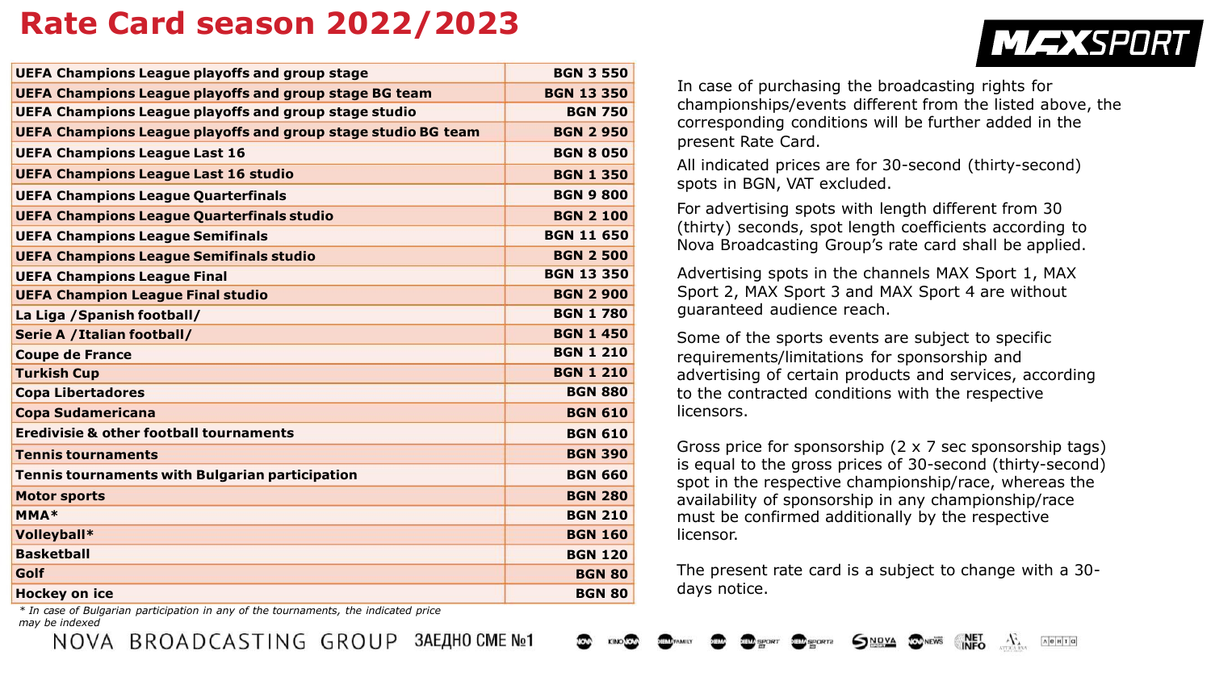# Rate Card season 2022/2023

| | |
|---|---|
| **UEFA Champions League playoffs and group stage** | **BGN 3 550** |
| **UEFA Champions League playoffs and group stage BG team** | **BGN 13 350** |
| **UEFA Champions League playoffs and group stage studio** | **BGN 750** |
| **UEFA Champions League playoffs and group stage studio BG team** | **BGN 2 950** |
| **UEFA Champions League Last 16** | **BGN 8 050** |
| **UEFA Champions League Last 16 studio** | **BGN 1 350** |
| **UEFA Champions League Quarterfinals** | **BGN 9 800** |
| **UEFA Champions League Quarterfinals studio** | **BGN 2 100** |
| **UEFA Champions League Semifinals** | **BGN 11 650** |
| **UEFA Champions League Semifinals studio** | **BGN 2 500** |
| **UEFA Champions League Final** | **BGN 13 350** |
| **UEFA Champion League Final studio** | **BGN 2 900** |
| **La Liga /Spanish football/** | **BGN 1 780** |
| **Serie A /Italian football/** | **BGN 1 450** |
| **Coupe de France** | **BGN 1 210** |
| **Turkish Cup** | **BGN 1 210** |
| **Copa Libertadores** | **BGN 880** |
| **Copa Sudamericana** | **BGN 610** |
| **Eredivisie & other football tournaments** | **BGN 610** |
| **Tennis tournaments** | **BGN 390** |
| **Tennis tournaments with Bulgarian participation** | **BGN 660** |
| **Motor sports** | **BGN 280** |
| **MMA*** | **BGN 210** |
| **Volleyball*** | **BGN 160** |
| **Basketball** | **BGN 120** |
| **Golf** | **BGN 80** |
| **Hockey on ice** | **BGN 80** |

*\* In case of Bulgarian participation in any of the tournaments, the indicated price may be indexed*

MAXSPORT

In case of purchasing the broadcasting rights for championships/events different from the listed above, the corresponding conditions will be further added in the present Rate Card.

All indicated prices are for 30-second (thirty-second) spots in BGN, VAT excluded.

For advertising spots with length different from 30 (thirty) seconds, spot length coefficients according to Nova Broadcasting Group's rate card shall be applied.

Advertising spots in the channels MAX Sport 1, MAX Sport 2, MAX Sport 3 and MAX Sport 4 are without guaranteed audience reach.

Some of the sports events are subject to specific requirements/limitations for sponsorship and advertising of certain products and services, according to the contracted conditions with the respective licensors.

Gross price for sponsorship (2 x 7 sec sponsorship tags) is equal to the gross prices of 30-second (thirty-second) spot in the respective championship/race, whereas the availability of sponsorship in any championship/race must be confirmed additionally by the respective licensor.

The present rate card is a subject to change with a 30-days notice.

NOVA BROADCASTING GROUP ЗАЕДНО СМЕ №1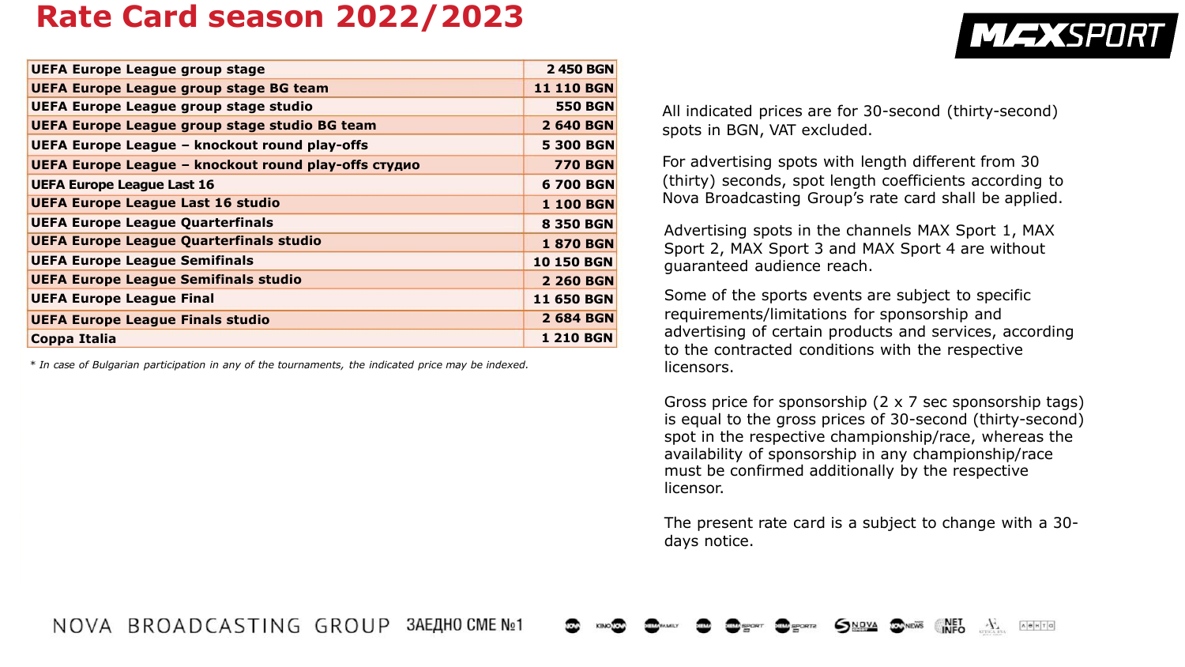# Rate Card season 2022/2023

| UEFA Europe League group stage | 2 450 BGN |
|---|---|
| UEFA Europe League group stage BG team | 11 110 BGN |
| UEFA Europe League group stage studio | 550 BGN |
| UEFA Europe League group stage studio BG team | 2 640 BGN |
| UEFA Europe League – knockout round play-offs | 5 300 BGN |
| UEFA Europe League – knockout round play-offs студио | 770 BGN |
| UEFA Europe League Last 16 | 6 700 BGN |
| UEFA Europe League Last 16 studio | 1 100 BGN |
| UEFA Europe League Quarterfinals | 8 350 BGN |
| UEFA Europe League Quarterfinals studio | 1 870 BGN |
| UEFA Europe League Semifinals | 10 150 BGN |
| UEFA Europe League Semifinals studio | 2 260 BGN |
| UEFA Europe League Final | 11 650 BGN |
| UEFA Europe League Finals studio | 2 684 BGN |
| Coppa Italia | 1 210 BGN |

*\* In case of Bulgarian participation in any of the tournaments, the indicated price may be indexed.*

All indicated prices are for 30-second (thirty-second) spots in BGN, VAT excluded.

For advertising spots with length different from 30 (thirty) seconds, spot length coefficients according to Nova Broadcasting Group's rate card shall be applied.

Advertising spots in the channels MAX Sport 1, MAX Sport 2, MAX Sport 3 and MAX Sport 4 are without guaranteed audience reach.

Some of the sports events are subject to specific requirements/limitations for sponsorship and advertising of certain products and services, according to the contracted conditions with the respective licensors.

Gross price for sponsorship (2 x 7 sec sponsorship tags) is equal to the gross prices of 30-second (thirty-second) spot in the respective championship/race, whereas the availability of sponsorship in any championship/race must be confirmed additionally by the respective licensor.

The present rate card is a subject to change with a 30-days notice.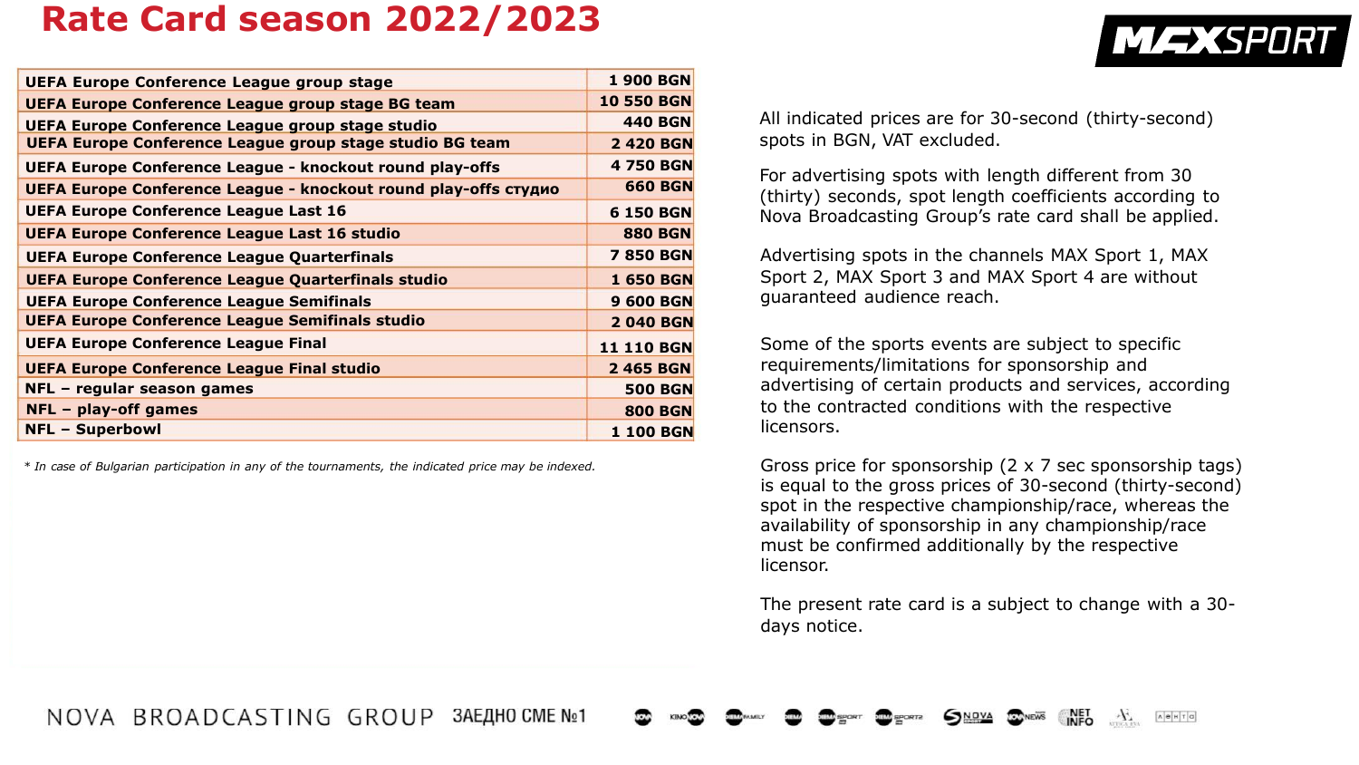# Rate Card season 2022/2023

| | |
|---|---|
| **UEFA Europe Conference League group stage** | **1 900 BGN** |
| **UEFA Europe Conference League group stage BG team** | **10 550 BGN** |
| **UEFA Europe Conference League group stage studio** | **440 BGN** |
| **UEFA Europe Conference League group stage studio BG team** | **2 420 BGN** |
| **UEFA Europe Conference League - knockout round play-offs** | **4 750 BGN** |
| **UEFA Europe Conference League - knockout round play-offs студио** | **660 BGN** |
| **UEFA Europe Conference League Last 16** | **6 150 BGN** |
| **UEFA Europe Conference League Last 16 studio** | **880 BGN** |
| **UEFA Europe Conference League Quarterfinals** | **7 850 BGN** |
| **UEFA Europe Conference League Quarterfinals studio** | **1 650 BGN** |
| **UEFA Europe Conference League Semifinals** | **9 600 BGN** |
| **UEFA Europe Conference League Semifinals studio** | **2 040 BGN** |
| **UEFA Europe Conference League Final** | **11 110 BGN** |
| **UEFA Europe Conference League Final studio** | **2 465 BGN** |
| **NFL – regular season games** | **500 BGN** |
| **NFL – play-off games** | **800 BGN** |
| **NFL – Superbowl** | **1 100 BGN** |

*\* In case of Bulgarian participation in any of the tournaments, the indicated price may be indexed.*

All indicated prices are for 30-second (thirty-second) spots in BGN, VAT excluded.

For advertising spots with length different from 30 (thirty) seconds, spot length coefficients according to Nova Broadcasting Group's rate card shall be applied.

Advertising spots in the channels MAX Sport 1, MAX Sport 2, MAX Sport 3 and MAX Sport 4 are without guaranteed audience reach.

Some of the sports events are subject to specific requirements/limitations for sponsorship and advertising of certain products and services, according to the contracted conditions with the respective licensors.

Gross price for sponsorship (2 x 7 sec sponsorship tags) is equal to the gross prices of 30-second (thirty-second) spot in the respective championship/race, whereas the availability of sponsorship in any championship/race must be confirmed additionally by the respective licensor.

The present rate card is a subject to change with a 30-days notice.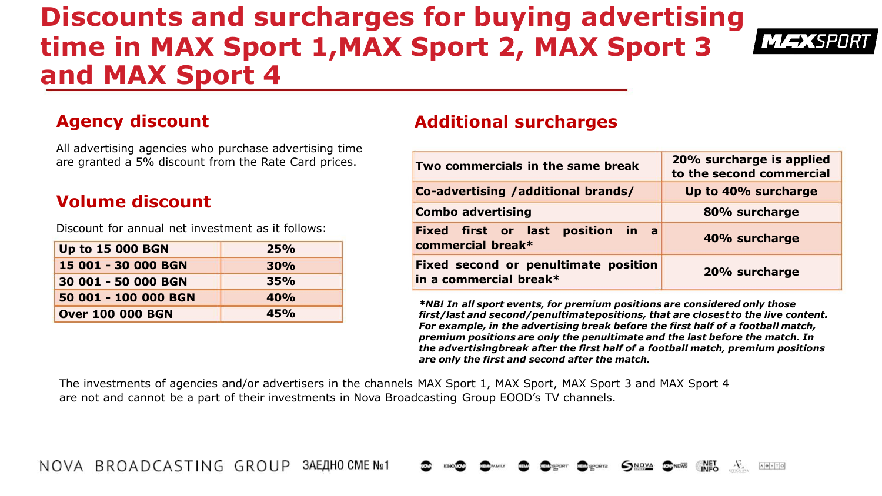# Discounts and surcharges for buying advertising time in MAX Sport 1,MAX Sport 2, MAX Sport 3 and MAX Sport 4

## Agency discount

All advertising agencies who purchase advertising time are granted a 5% discount from the Rate Card prices.

## Volume discount

Discount for annual net investment as it follows:

| | |
|---|---|
| **Up to 15 000 BGN** | **25%** |
| **15 001 - 30 000 BGN** | **30%** |
| **30 001 - 50 000 BGN** | **35%** |
| **50 001 - 100 000 BGN** | **40%** |
| **Over 100 000 BGN** | **45%** |

## Additional surcharges

| | |
|---|---|
| **Two commercials in the same break** | **20% surcharge is applied to the second commercial** |
| **Co-advertising /additional brands/** | **Up to 40% surcharge** |
| **Combo advertising** | **80% surcharge** |
| **Fixed first or last position in a commercial break*** | **40% surcharge** |
| **Fixed second or penultimate position in a commercial break*** | **20% surcharge** |

***NB! In all sport events, for premium positions are considered only those first/last and second/penultimatepositions, that are closest to the live content. For example, in the advertising break before the first half of a football match, premium positions are only the penultimate and the last before the match. In the advertisingbreak after the first half of a football match, premium positions are only the first and second after the match.***

The investments of agencies and/or advertisers in the channels MAX Sport 1, MAX Sport, MAX Sport 3 and MAX Sport 4 are not and cannot be a part of their investments in Nova Broadcasting Group EOOD's TV channels.